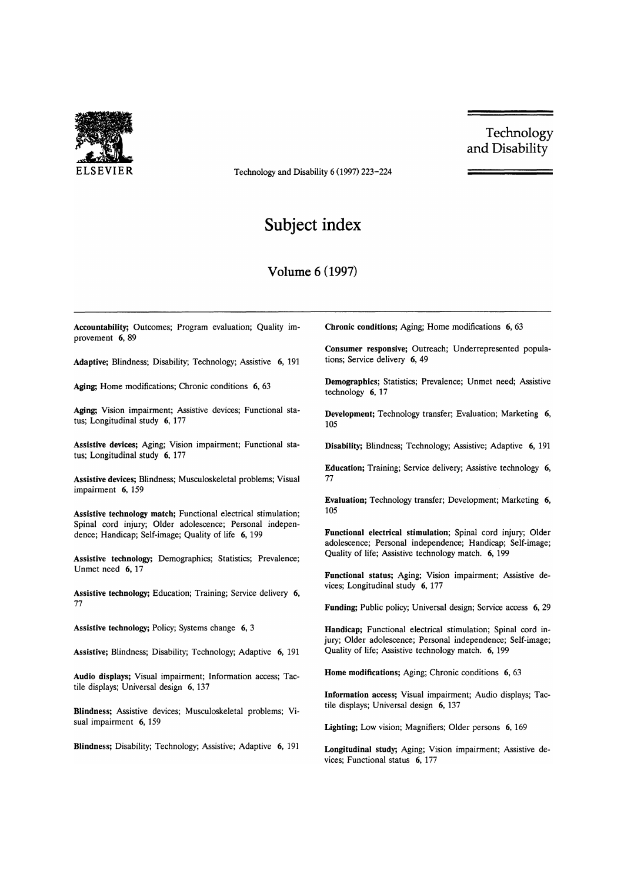# Subject index

## Volume 6 (1997)

**Accountability;** Outcomes; Program evaluation; Quality improvement 6, 89

**Adaptive;** Blindness; Disability; Technology; Assistive 6, 191

**Aging;** Home modifications; Chronic conditions 6, 63

**Aging;** Vision impairment; Assistive devices; Functional status; Longitudinal study 6, 177

**Assistive devices;** Aging; Vision impairment; Functional status; Longitudinal study 6, 177

**Assistive devices;** Blindness; Musculoskeletal problems; Visual impairment 6, 159

**Assistive technology match;** Functional electrical stimulation; Spinal cord injury; Older adolescence; Personal independence; Handicap; Self-image; Quality of life 6, 199

**Assistive technology;** Demographics; Statistics; Prevalence; Unmet need 6, 17

**Assistive technology;** Education; Training; Service delivery 6, 77

**Assistive technology;** Policy; Systems change 6, 3

**Assistive;** Blindness; Disability; Technology; Adaptive 6, 191

**Audio displays;** Visual impairment; Information access; Tactile displays; Universal design 6, 137

**Blindness;** Assistive devices; Musculoskeletal problems; Visual impairment 6, 159

**Blindness;** Disability; Technology; Assistive; Adaptive 6, 191

**Chronic conditions;** Aging; Home modifications 6, 63

**Consumer responsive;** Outreach; Underrepresented populations; Service delivery 6, 49

**Demographics;** Statistics; Prevalence; Unmet need; Assistive technology 6, 17

**Development;** Technology transfer; Evaluation; Marketing 6, 105

**Disability;** Blindness; Technology; Assistive; Adaptive 6, 191

**Education;** Training; Service delivery; Assistive technology 6, 77

**Evaluation;** Technology transfer; Development; Marketing 6, 105

**Functional electrical stimulation;** Spinal cord injury; Older adolescence; Personal independence; Handicap; Self-image; Quality of life; Assistive technology match. 6, 199

**Functional status;** Aging; Vision impairment; Assistive devices; Longitudinal study 6, 177

**Funding;** Public policy; Universal design; Service access 6, 29

**Handicap;** Functional electrical stimulation; Spinal cord injury; Older adolescence; Personal independence; Self-image; Quality of life; Assistive technology match. 6, 199

**Home modifications;** Aging; Chronic conditions 6, 63

**Information access;** Visual impairment; Audio displays; Tactile displays; Universal design 6, 137

**Lighting;** Low vision; Magnifiers; Older persons 6, 169

**Longitudinal study;** Aging; Vision impairment; Assistive devices; Functional status 6, 177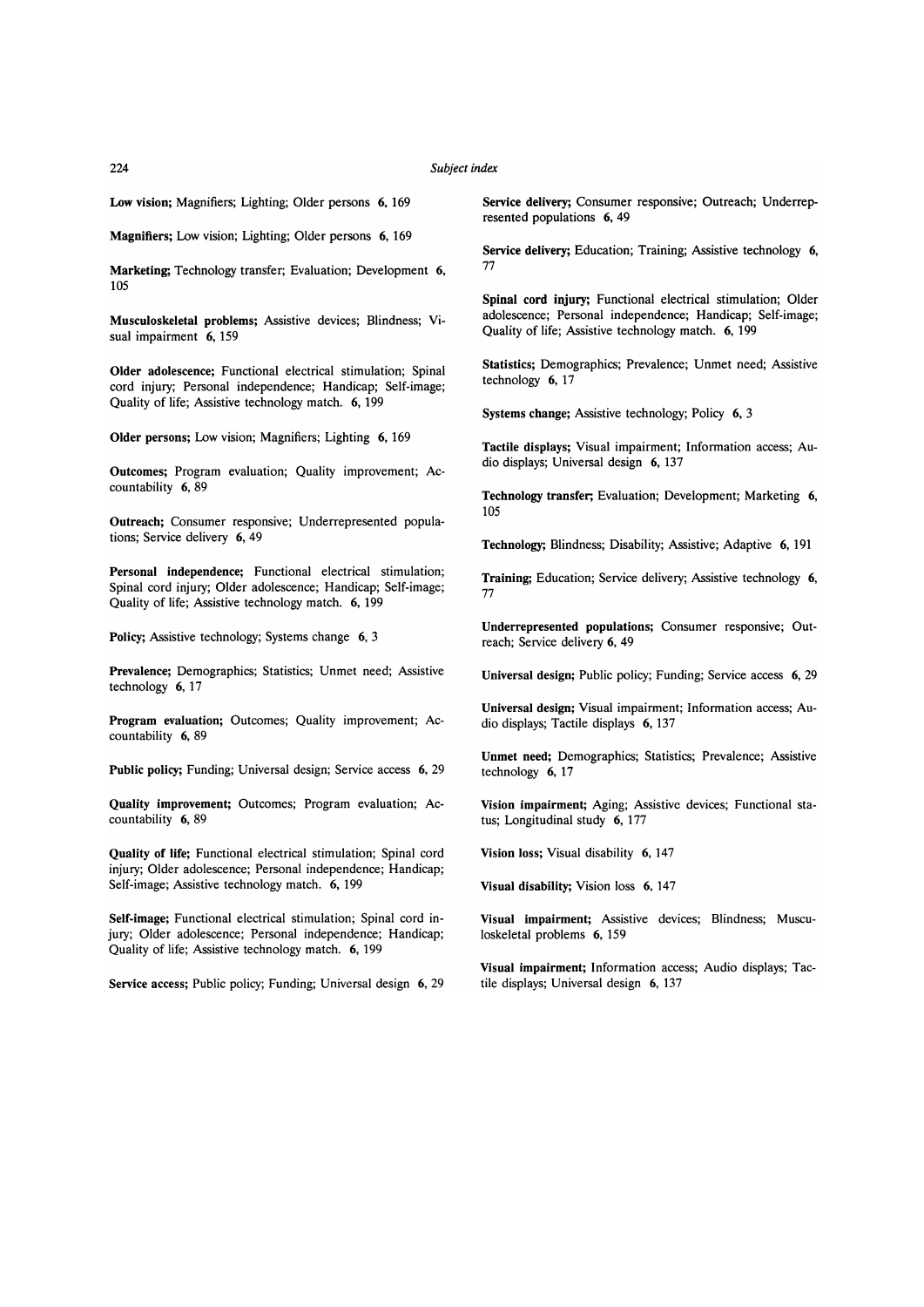**Low vision;** Magnifiers; Lighting; Older persons **6**, 169

**Magnifiers;** Low vision; Lighting; Older persons **6**, 169

**Marketing;** Technology transfer; Evaluation; Development **6**, 105

**Musculoskeletal problems;** Assistive devices; Blindness; Visual impairment **6**, 159

**Older adolescence;** Functional electrical stimulation; Spinal cord injury; Personal independence; Handicap; Self-image; Quality of life; Assistive technology match. **6**, 199

**Older persons;** Low vision; Magnifiers; Lighting **6**, 169

**Outcomes;** Program evaluation; Quality improvement; Accountability **6**, 89

**Outreach;** Consumer responsive; Underrepresented populations; Service delivery **6**, 49

**Personal independence;** Functional electrical stimulation; Spinal cord injury; Older adolescence; Handicap; Self-image; Quality of life; Assistive technology match. **6**, 199

**Policy;** Assistive technology; Systems change **6**, 3

**Prevalence;** Demographics; Statistics; Unmet need; Assistive technology **6**, 17

**Program evaluation;** Outcomes; Quality improvement; Accountability **6**, 89

**Public policy;** Funding; Universal design; Service access **6**, 29

**Quality improvement;** Outcomes; Program evaluation; Accountability **6**, 89

**Quality of life;** Functional electrical stimulation; Spinal cord injury; Older adolescence; Personal independence; Handicap; Self-image; Assistive technology match. **6**, 199

**Self-image;** Functional electrical stimulation; Spinal cord injury; Older adolescence; Personal independence; Handicap; Quality of life; Assistive technology match. **6**, 199

**Service access;** Public policy; Funding; Universal design **6**, 29

**Service delivery;** Consumer responsive; Outreach; Underrepresented populations **6**, 49

**Service delivery;** Education; Training; Assistive technology **6**, 77

**Spinal cord injury;** Functional electrical stimulation; Older adolescence; Personal independence; Handicap; Self-image; Quality of life; Assistive technology match. **6**, 199

**Statistics;** Demographics; Prevalence; Unmet need; Assistive technology **6**, 17

**Systems change;** Assistive technology; Policy **6**, 3

**Tactile displays;** Visual impairment; Information access; Audio displays; Universal design **6**, 137

**Technology transfer;** Evaluation; Development; Marketing **6**, 105

**Technology;** Blindness; Disability; Assistive; Adaptive **6**, 191

**Training;** Education; Service delivery; Assistive technology **6**, 77

**Underrepresented populations;** Consumer responsive; Outreach; Service delivery **6**, 49

**Universal design;** Public policy; Funding; Service access **6**, 29

**Universal design;** Visual impairment; Information access; Audio displays; Tactile displays **6**, 137

**Unmet need;** Demographics; Statistics; Prevalence; Assistive technology **6**, 17

**Vision impairment;** Aging; Assistive devices; Functional status; Longitudinal study **6**, 177

**Vision loss;** Visual disability **6**, 147

**Visual disability;** Vision loss **6**, 147

**Visual impairment;** Assistive devices; Blindness; Musculoskeletal problems **6**, 159

**Visual impairment;** Information access; Audio displays; Tactile displays; Universal design **6**, 137